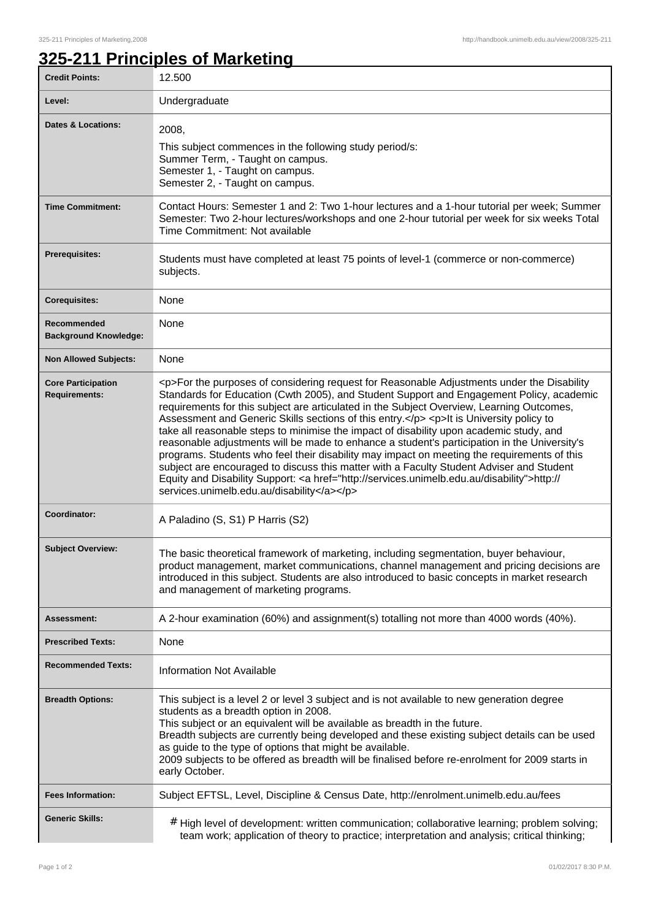# 325-211 Principles of Marketing

| Credit Points: | 12.500 |
|---|---|
| Level: | Undergraduate |
| Dates & Locations: | 2008,<br>This subject commences in the following study period/s:<br>Summer Term, - Taught on campus.<br>Semester 1, - Taught on campus.<br>Semester 2, - Taught on campus. |
| Time Commitment: | Contact Hours: Semester 1 and 2: Two 1-hour lectures and a 1-hour tutorial per week; Summer Semester: Two 2-hour lectures/workshops and one 2-hour tutorial per week for six weeks Total Time Commitment: Not available |
| Prerequisites: | Students must have completed at least 75 points of level-1 (commerce or non-commerce) subjects. |
| Corequisites: | None |
| Recommended Background Knowledge: | None |
| Non Allowed Subjects: | None |
| Core Participation Requirements: | <p>For the purposes of considering request for Reasonable Adjustments under the Disability Standards for Education (Cwth 2005), and Student Support and Engagement Policy, academic requirements for this subject are articulated in the Subject Overview, Learning Outcomes, Assessment and Generic Skills sections of this entry.</p> <p>It is University policy to take all reasonable steps to minimise the impact of disability upon academic study, and reasonable adjustments will be made to enhance a student's participation in the University's programs. Students who feel their disability may impact on meeting the requirements of this subject are encouraged to discuss this matter with a Faculty Student Adviser and Student Equity and Disability Support: <a href="http://services.unimelb.edu.au/disability">http://services.unimelb.edu.au/disability</a></p> |
| Coordinator: | A Paladino (S, S1) P Harris (S2) |
| Subject Overview: | The basic theoretical framework of marketing, including segmentation, buyer behaviour, product management, market communications, channel management and pricing decisions are introduced in this subject. Students are also introduced to basic concepts in market research and management of marketing programs. |
| Assessment: | A 2-hour examination (60%) and assignment(s) totalling not more than 4000 words (40%). |
| Prescribed Texts: | None |
| Recommended Texts: | Information Not Available |
| Breadth Options: | This subject is a level 2 or level 3 subject and is not available to new generation degree students as a breadth option in 2008.<br>This subject or an equivalent will be available as breadth in the future.<br>Breadth subjects are currently being developed and these existing subject details can be used as guide to the type of options that might be available.<br>2009 subjects to be offered as breadth will be finalised before re-enrolment for 2009 starts in early October. |
| Fees Information: | Subject EFTSL, Level, Discipline & Census Date, http://enrolment.unimelb.edu.au/fees |
| Generic Skills: | # High level of development: written communication; collaborative learning; problem solving; team work; application of theory to practice; interpretation and analysis; critical thinking; |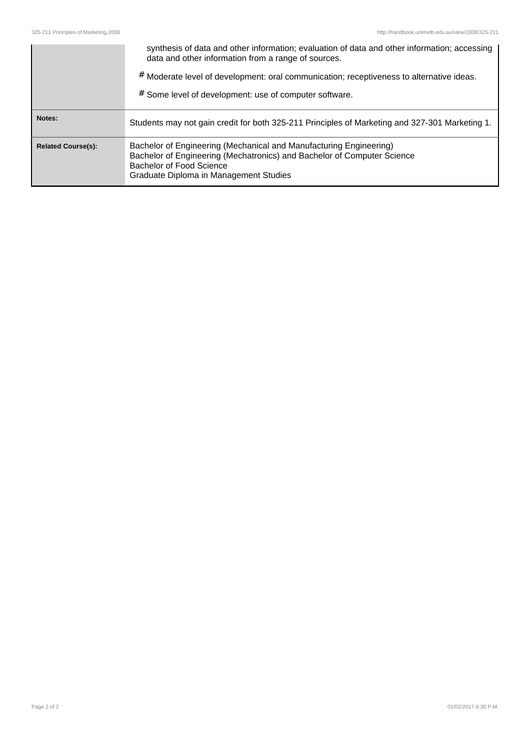| | |
|---|---|
| | synthesis of data and other information; evaluation of data and other information; accessing data and other information from a range of sources.<br><br># Moderate level of development: oral communication; receptiveness to alternative ideas.<br><br># Some level of development: use of computer software. |
| **Notes:** | Students may not gain credit for both 325-211 Principles of Marketing and 327-301 Marketing 1. |
| **Related Course(s):** | Bachelor of Engineering (Mechanical and Manufacturing Engineering)<br>Bachelor of Engineering (Mechatronics) and Bachelor of Computer Science<br>Bachelor of Food Science<br>Graduate Diploma in Management Studies |